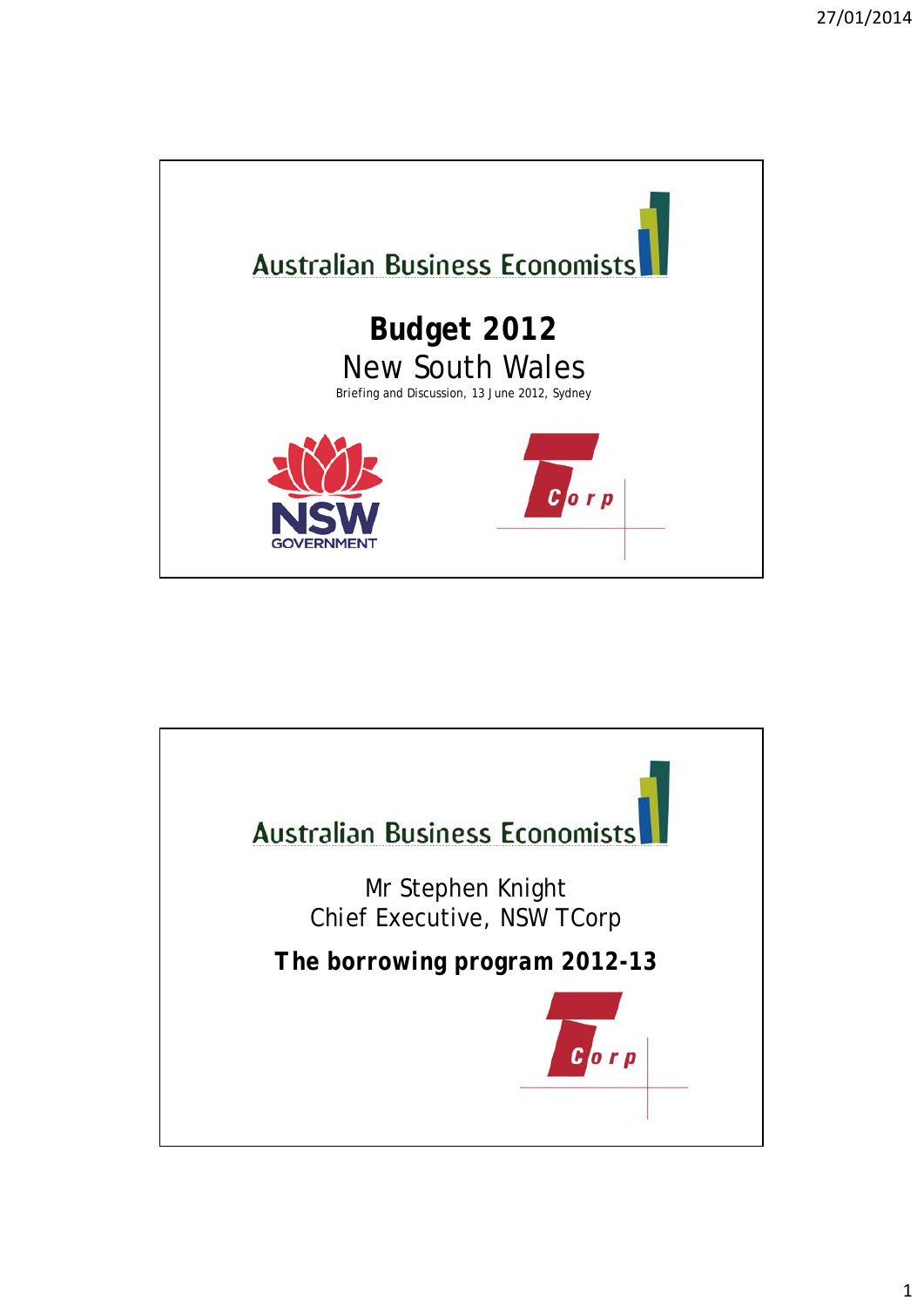Australian Business Economists

# Budget 2012

## New South Wales

Briefing and Discussion, 13 June 2012, Sydney

NSW GOVERNMENT

TCorp

---

Australian Business Economists

Mr Stephen Knight
Chief Executive, NSW TCorp

**The borrowing program 2012-13**

TCorp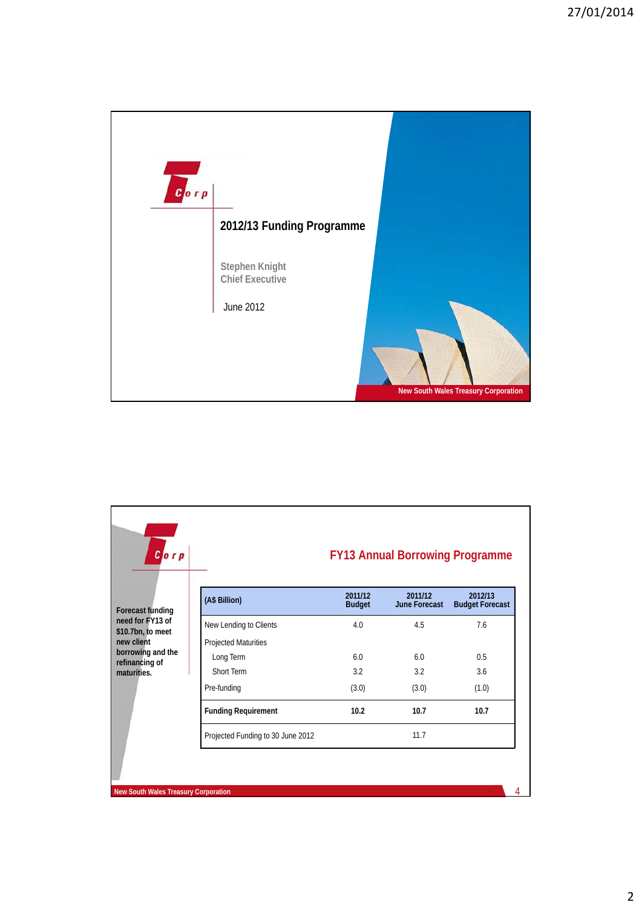TCorp

## 2012/13 Funding Programme

Stephen Knight
Chief Executive

June 2012

New South Wales Treasury Corporation

---

TCorp

## FY13 Annual Borrowing Programme

**Forecast funding need for FY13 of $10.7bn, to meet new client borrowing and the refinancing of maturities.**

| (A$ Billion) | 2011/12 Budget | 2011/12 June Forecast | 2012/13 Budget Forecast |
|---|---|---|---|
| New Lending to Clients | 4.0 | 4.5 | 7.6 |
| Projected Maturities | | | |
| Long Term | 6.0 | 6.0 | 0.5 |
| Short Term | 3.2 | 3.2 | 3.6 |
| Pre-funding | (3.0) | (3.0) | (1.0) |
| **Funding Requirement** | **10.2** | **10.7** | **10.7** |
| Projected Funding to 30 June 2012 | | 11.7 | |

New South Wales Treasury Corporation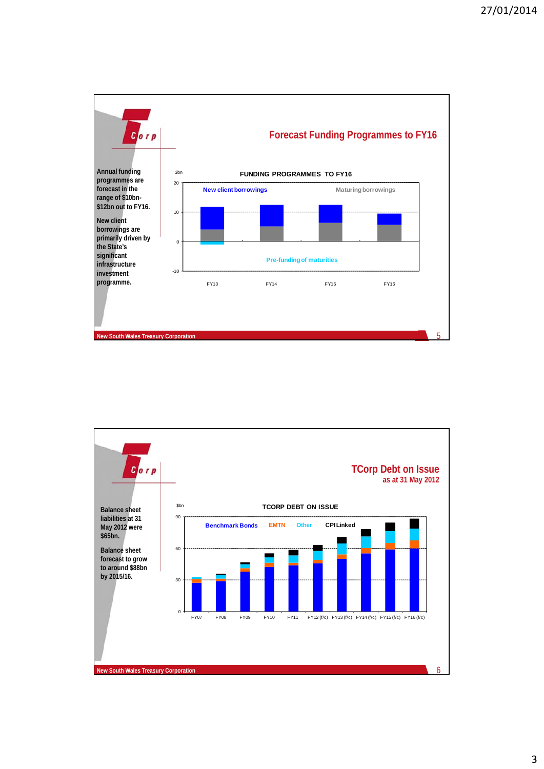## Forecast Funding Programmes to FY16

Annual funding programmes are forecast in the range of $10bn-$12bn out to FY16.

New client borrowings are primarily driven by the State's significant infrastructure investment programme.

**FUNDING PROGRAMMES TO FY16**

$bn

New client borrowings | Maturing borrowings | Pre-funding of maturities

FY13 | FY14 | FY15 | FY16

New South Wales Treasury Corporation

## TCorp Debt on Issue

as at 31 May 2012

Balance sheet liabilities at 31 May 2012 were $65bn.

Balance sheet forecast to grow to around $88bn by 2015/16.

**TCORP DEBT ON ISSUE**

$bn

Benchmark Bonds | EMTN | Other | CPI Linked

FY07 | FY08 | FY09 | FY10 | FY11 | FY12 (f/c) | FY13 (f/c) | FY14 (f/c) | FY15 (f/c) | FY16 (f/c)

New South Wales Treasury Corporation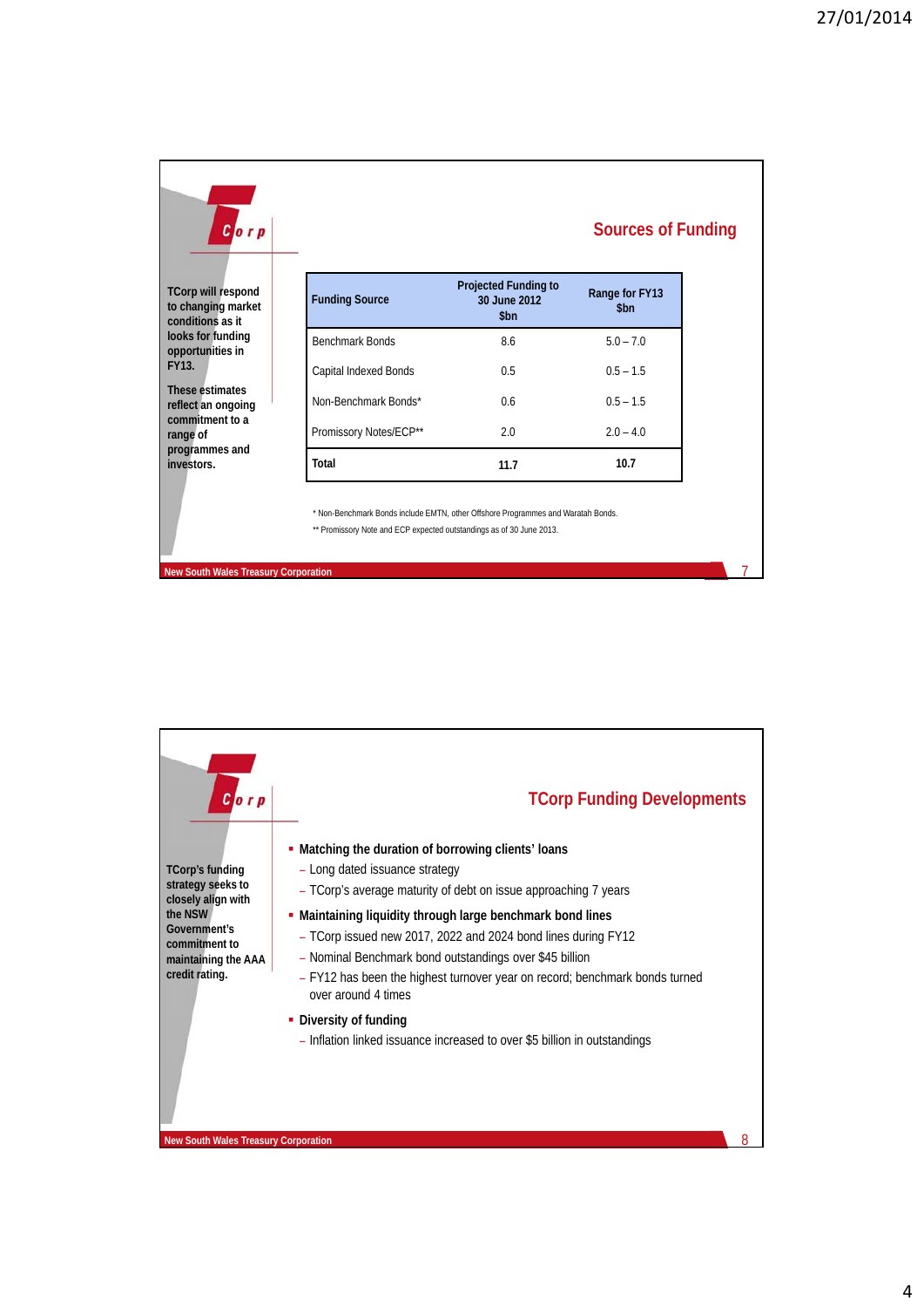## Sources of Funding

**TCorp will respond to changing market conditions as it looks for funding opportunities in FY13.**

**These estimates reflect an ongoing commitment to a range of programmes and investors.**

| Funding Source | Projected Funding to 30 June 2012 $bn | Range for FY13 $bn |
|---|---|---|
| Benchmark Bonds | 8.6 | 5.0 – 7.0 |
| Capital Indexed Bonds | 0.5 | 0.5 – 1.5 |
| Non-Benchmark Bonds* | 0.6 | 0.5 – 1.5 |
| Promissory Notes/ECP** | 2.0 | 2.0 – 4.0 |
| **Total** | **11.7** | **10.7** |

\* Non-Benchmark Bonds include EMTN, other Offshore Programmes and Waratah Bonds.

** Promissory Note and ECP expected outstandings as of 30 June 2013.

## TCorp Funding Developments

**TCorp's funding strategy seeks to closely align with the NSW Government's commitment to maintaining the AAA credit rating.**

- **Matching the duration of borrowing clients' loans**
  - Long dated issuance strategy
  - TCorp's average maturity of debt on issue approaching 7 years
- **Maintaining liquidity through large benchmark bond lines**
  - TCorp issued new 2017, 2022 and 2024 bond lines during FY12
  - Nominal Benchmark bond outstandings over $45 billion
  - FY12 has been the highest turnover year on record; benchmark bonds turned over around 4 times
- **Diversity of funding**
  - Inflation linked issuance increased to over $5 billion in outstandings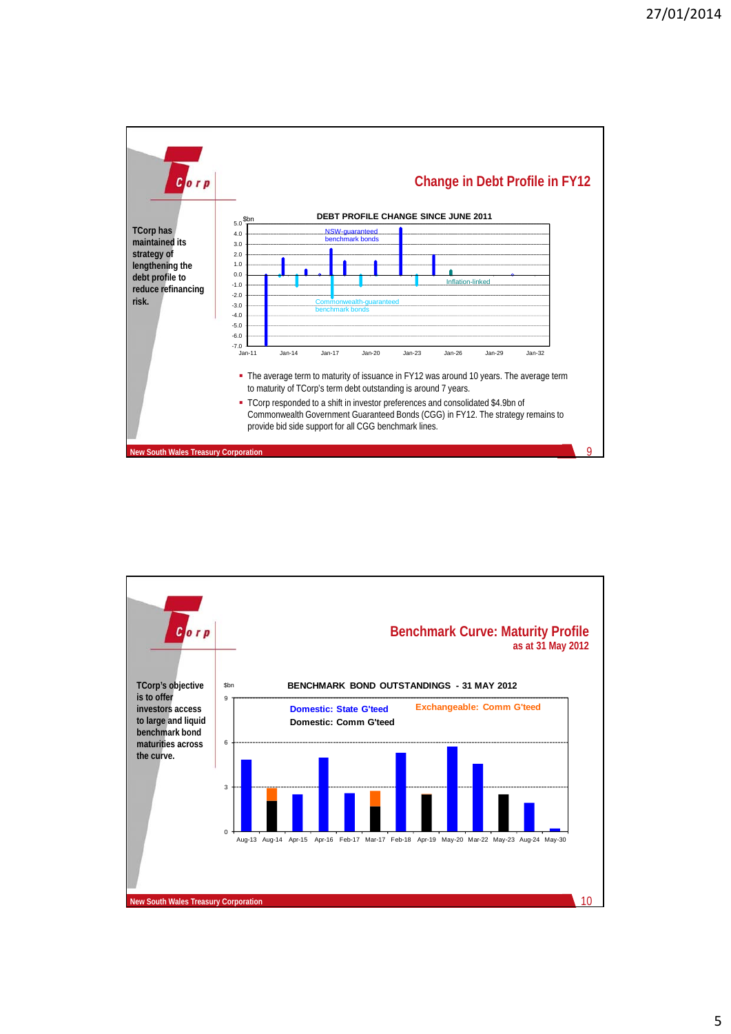## Change in Debt Profile in FY12

TCorp has maintained its strategy of lengthening the debt profile to reduce refinancing risk.

**DEBT PROFILE CHANGE SINCE JUNE 2011**

$bn

NSW-guaranteed benchmark bonds

Commonwealth-guaranteed benchmark bonds

Inflation-linked

Jan-11, Jan-14, Jan-17, Jan-20, Jan-23, Jan-26, Jan-29, Jan-32

- The average term to maturity of issuance in FY12 was around 10 years. The average term to maturity of TCorp's term debt outstanding is around 7 years.
- TCorp responded to a shift in investor preferences and consolidated $4.9bn of Commonwealth Government Guaranteed Bonds (CGG) in FY12. The strategy remains to provide bid side support for all CGG benchmark lines.

New South Wales Treasury Corporation

## Benchmark Curve: Maturity Profile

as at 31 May 2012

TCorp's objective is to offer investors access to large and liquid benchmark bond maturities across the curve.

**BENCHMARK BOND OUTSTANDINGS - 31 MAY 2012**

$bn

Domestic: State G'teed — Exchangeable: Comm G'teed — Domestic: Comm G'teed

Aug-13, Aug-14, Apr-15, Apr-16, Feb-17, Mar-17, Feb-18, Apr-19, May-20, Mar-22, May-23, Aug-24, May-30

New South Wales Treasury Corporation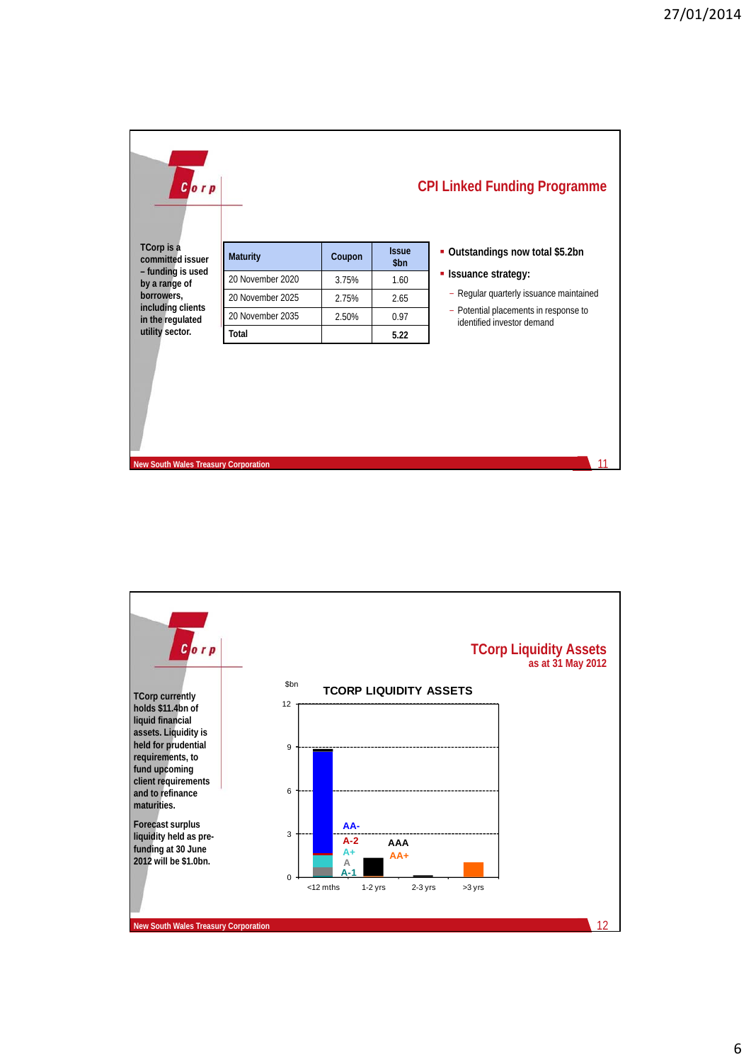## CPI Linked Funding Programme

TCorp is a committed issuer – funding is used by a range of borrowers, including clients in the regulated utility sector.

| Maturity | Coupon | Issue $bn |
|---|---|---|
| 20 November 2020 | 3.75% | 1.60 |
| 20 November 2025 | 2.75% | 2.65 |
| 20 November 2035 | 2.50% | 0.97 |
| **Total** | | **5.22** |

- **Outstandings now total $5.2bn**
- **Issuance strategy:**
  - Regular quarterly issuance maintained
  - Potential placements in response to identified investor demand

New South Wales Treasury Corporation

## TCorp Liquidity Assets
as at 31 May 2012

TCorp currently holds $11.4bn of liquid financial assets. Liquidity is held for prudential requirements, to fund upcoming client requirements and to refinance maturities.

Forecast surplus liquidity held as pre-funding at 30 June 2012 will be $1.0bn.

**TCORP LIQUIDITY ASSETS**

$bn: 0, 3, 6, 9, 12

Legend: AA-, A-2, A+, A, A-1, AAA, AA+

Categories: <12 mths, 1-2 yrs, 2-3 yrs, >3 yrs

New South Wales Treasury Corporation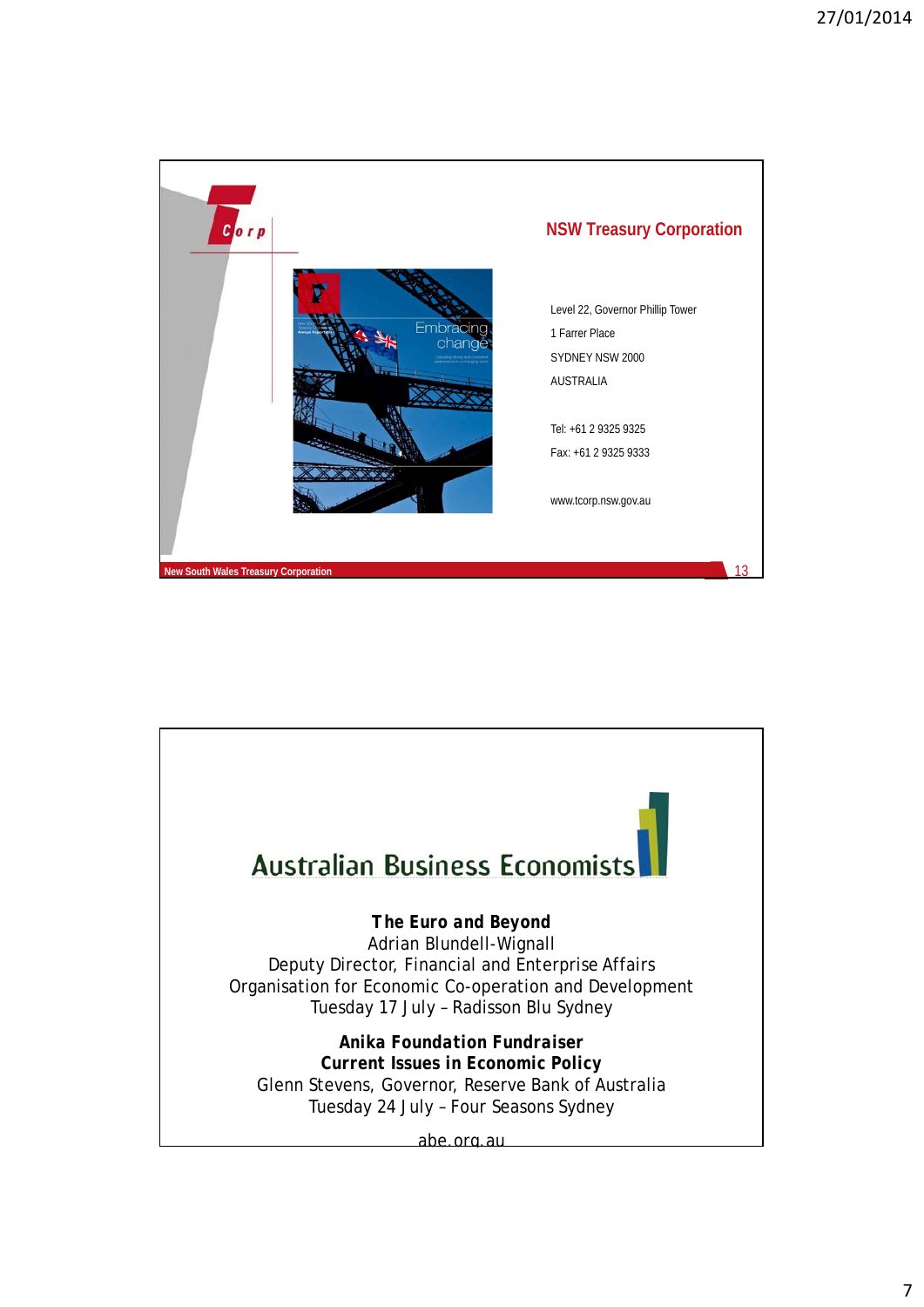## NSW Treasury Corporation

Level 22, Governor Phillip Tower

1 Farrer Place

SYDNEY NSW 2000

AUSTRALIA

Tel: +61 2 9325 9325

Fax: +61 2 9325 9333

www.tcorp.nsw.gov.au

New South Wales Treasury Corporation

---

## Australian Business Economists

**The Euro and Beyond**
Adrian Blundell-Wignall
Deputy Director, Financial and Enterprise Affairs
Organisation for Economic Co-operation and Development
Tuesday 17 July – Radisson Blu Sydney

**Anika Foundation Fundraiser**
**Current Issues in Economic Policy**
Glenn Stevens, Governor, Reserve Bank of Australia
Tuesday 24 July – Four Seasons Sydney

abe.org.au